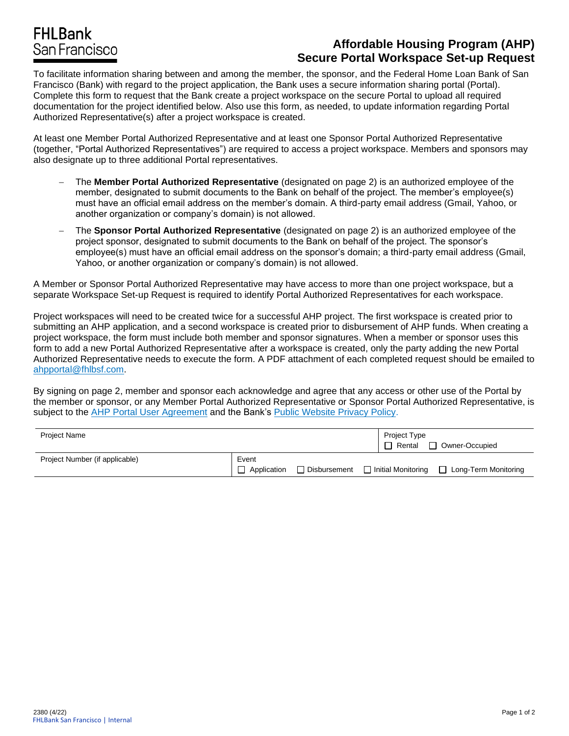FHLBank San Francisco

# Affordable Housing Program (AHP) Secure Portal Workspace Set-up Request

To facilitate information sharing between and among the member, the sponsor, and the Federal Home Loan Bank of San Francisco (Bank) with regard to the project application, the Bank uses a secure information sharing portal (Portal). Complete this form to request that the Bank create a project workspace on the secure Portal to upload all required documentation for the project identified below. Also use this form, as needed, to update information regarding Portal Authorized Representative(s) after a project workspace is created.

At least one Member Portal Authorized Representative and at least one Sponsor Portal Authorized Representative (together, "Portal Authorized Representatives") are required to access a project workspace. Members and sponsors may also designate up to three additional Portal representatives.

- The **Member Portal Authorized Representative** (designated on page 2) is an authorized employee of the member, designated to submit documents to the Bank on behalf of the project. The member's employee(s) must have an official email address on the member's domain. A third-party email address (Gmail, Yahoo, or another organization or company's domain) is not allowed.
- The **Sponsor Portal Authorized Representative** (designated on page 2) is an authorized employee of the project sponsor, designated to submit documents to the Bank on behalf of the project. The sponsor's employee(s) must have an official email address on the sponsor's domain; a third-party email address (Gmail, Yahoo, or another organization or company's domain) is not allowed.

A Member or Sponsor Portal Authorized Representative may have access to more than one project workspace, but a separate Workspace Set-up Request is required to identify Portal Authorized Representatives for each workspace.

Project workspaces will need to be created twice for a successful AHP project. The first workspace is created prior to submitting an AHP application, and a second workspace is created prior to disbursement of AHP funds. When creating a project workspace, the form must include both member and sponsor signatures. When a member or sponsor uses this form to add a new Portal Authorized Representative after a workspace is created, only the party adding the new Portal Authorized Representative needs to execute the form. A PDF attachment of each completed request should be emailed to ahpportal@fhlbsf.com.

By signing on page 2, member and sponsor each acknowledge and agree that any access or other use of the Portal by the member or sponsor, or any Member Portal Authorized Representative or Sponsor Portal Authorized Representative, is subject to the AHP Portal User Agreement and the Bank's Public Website Privacy Policy.

| Project Name | | Project Type<br>☐ Rental ☐ Owner-Occupied |
|---|---|---|
| Project Number (if applicable) | Event<br>☐ Application ☐ Disbursement ☐ Initial Monitoring ☐ Long-Term Monitoring | |

2380 (4/22)
FHLBank San Francisco | Internal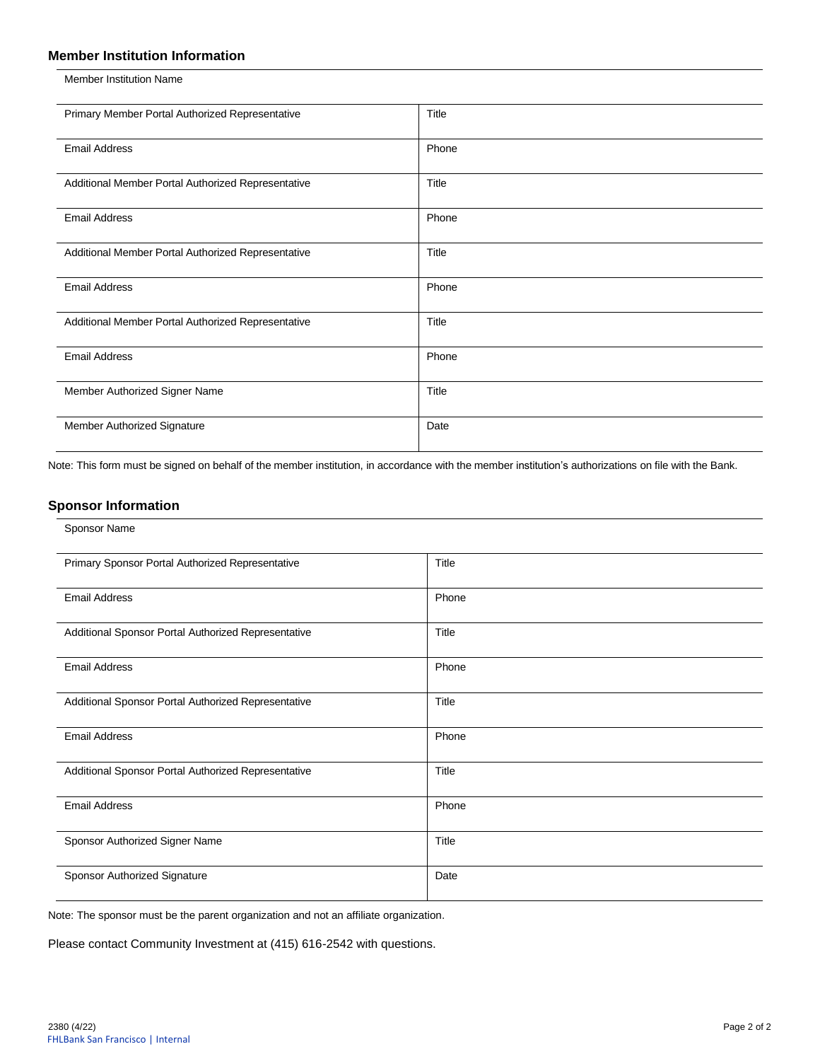## Member Institution Information

| | |
|---|---|
| Member Institution Name | |
| Primary Member Portal Authorized Representative | Title |
| Email Address | Phone |
| Additional Member Portal Authorized Representative | Title |
| Email Address | Phone |
| Additional Member Portal Authorized Representative | Title |
| Email Address | Phone |
| Additional Member Portal Authorized Representative | Title |
| Email Address | Phone |
| Member Authorized Signer Name | Title |
| Member Authorized Signature | Date |

Note: This form must be signed on behalf of the member institution, in accordance with the member institution's authorizations on file with the Bank.

## Sponsor Information

| | |
|---|---|
| Sponsor Name | |
| Primary Sponsor Portal Authorized Representative | Title |
| Email Address | Phone |
| Additional Sponsor Portal Authorized Representative | Title |
| Email Address | Phone |
| Additional Sponsor Portal Authorized Representative | Title |
| Email Address | Phone |
| Additional Sponsor Portal Authorized Representative | Title |
| Email Address | Phone |
| Sponsor Authorized Signer Name | Title |
| Sponsor Authorized Signature | Date |

Note: The sponsor must be the parent organization and not an affiliate organization.

Please contact Community Investment at (415) 616-2542 with questions.

2380 (4/22)
FHLBank San Francisco | Internal